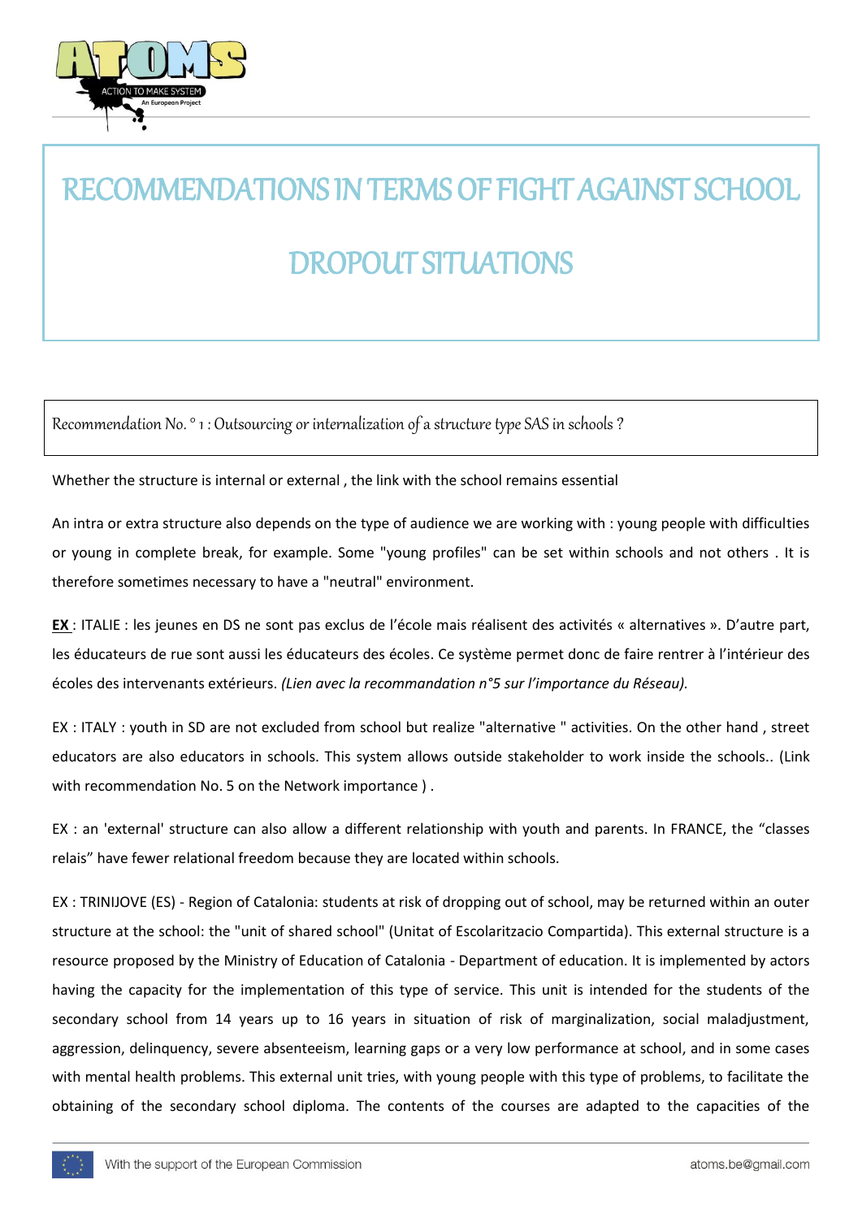# RECOMMENDATIONS IN TERMS OF FIGHT AGAINST SCHOOL DROPOUT SITUATIONS

Recommendation No. ° 1 : Outsourcing or internalization of a structure type SAS in schools ?

Whether the structure is internal or external , the link with the school remains essential

An intra or extra structure also depends on the type of audience we are working with : young people with difficulties or young in complete break, for example. Some "young profiles" can be set within schools and not others . It is therefore sometimes necessary to have a "neutral" environment.

**<u>EX</u>** : ITALIE : les jeunes en DS ne sont pas exclus de l'école mais réalisent des activités « alternatives ». D'autre part, les éducateurs de rue sont aussi les éducateurs des écoles. Ce système permet donc de faire rentrer à l'intérieur des écoles des intervenants extérieurs. *(Lien avec la recommandation n°5 sur l'importance du Réseau).*

EX : ITALY : youth in SD are not excluded from school but realize "alternative " activities. On the other hand , street educators are also educators in schools. This system allows outside stakeholder to work inside the schools.. (Link with recommendation No. 5 on the Network importance ) .

EX : an 'external' structure can also allow a different relationship with youth and parents. In FRANCE, the "classes relais" have fewer relational freedom because they are located within schools.

EX : TRINIJOVE (ES) - Region of Catalonia: students at risk of dropping out of school, may be returned within an outer structure at the school: the "unit of shared school" (Unitat of Escolaritzacio Compartida). This external structure is a resource proposed by the Ministry of Education of Catalonia - Department of education. It is implemented by actors having the capacity for the implementation of this type of service. This unit is intended for the students of the secondary school from 14 years up to 16 years in situation of risk of marginalization, social maladjustment, aggression, delinquency, severe absenteeism, learning gaps or a very low performance at school, and in some cases with mental health problems. This external unit tries, with young people with this type of problems, to facilitate the obtaining of the secondary school diploma. The contents of the courses are adapted to the capacities of the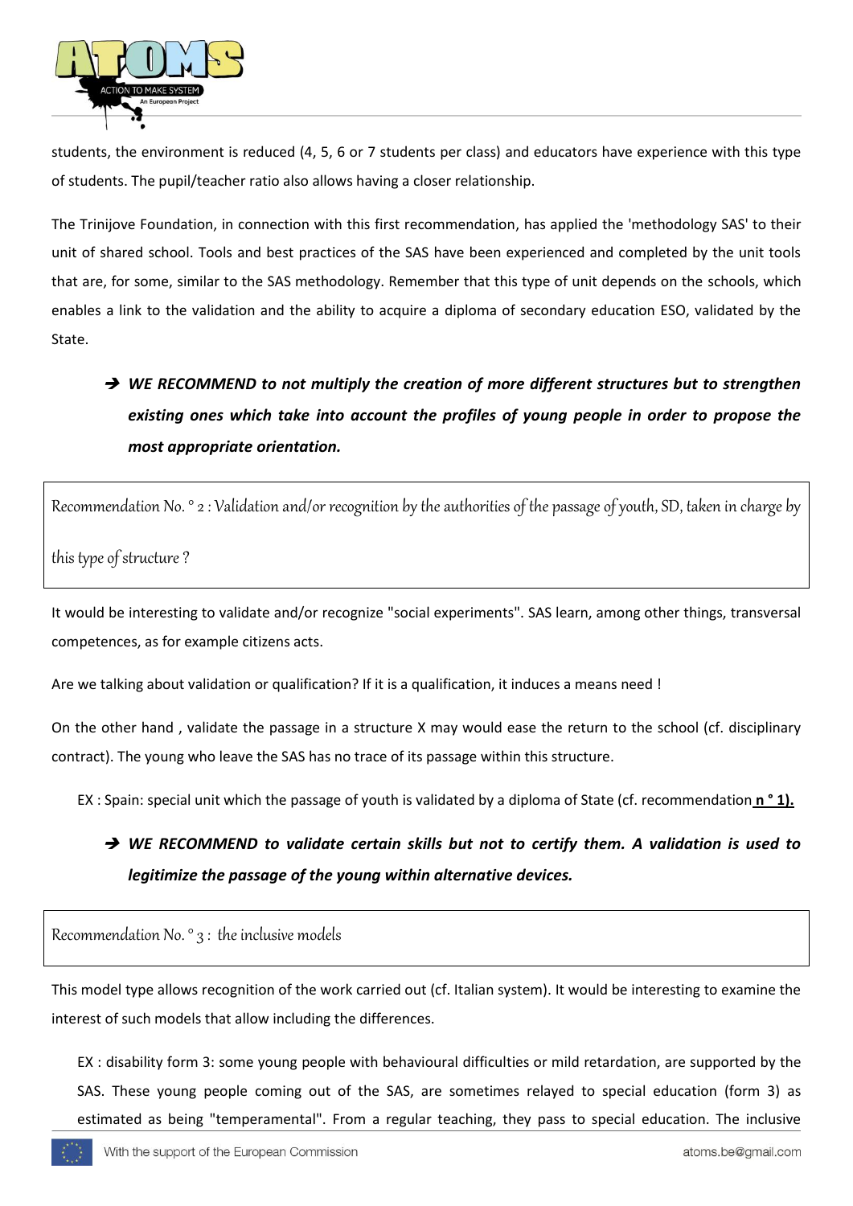students, the environment is reduced (4, 5, 6 or 7 students per class) and educators have experience with this type of students. The pupil/teacher ratio also allows having a closer relationship.

The Trinijove Foundation, in connection with this first recommendation, has applied the 'methodology SAS' to their unit of shared school. Tools and best practices of the SAS have been experienced and completed by the unit tools that are, for some, similar to the SAS methodology. Remember that this type of unit depends on the schools, which enables a link to the validation and the ability to acquire a diploma of secondary education ESO, validated by the State.

- ***WE RECOMMEND to not multiply the creation of more different structures but to strengthen existing ones which take into account the profiles of young people in order to propose the most appropriate orientation.***

Recommendation No. ° 2 : Validation and/or recognition by the authorities of the passage of youth, SD, taken in charge by this type of structure ?

It would be interesting to validate and/or recognize "social experiments". SAS learn, among other things, transversal competences, as for example citizens acts.

Are we talking about validation or qualification? If it is a qualification, it induces a means need !

On the other hand , validate the passage in a structure X may would ease the return to the school (cf. disciplinary contract). The young who leave the SAS has no trace of its passage within this structure.

EX : Spain: special unit which the passage of youth is validated by a diploma of State (cf. recommendation **n ° 1).**

- ***WE RECOMMEND to validate certain skills but not to certify them. A validation is used to legitimize the passage of the young within alternative devices.***

Recommendation No. ° 3 : the inclusive models

This model type allows recognition of the work carried out (cf. Italian system). It would be interesting to examine the interest of such models that allow including the differences.

EX : disability form 3: some young people with behavioural difficulties or mild retardation, are supported by the SAS. These young people coming out of the SAS, are sometimes relayed to special education (form 3) as estimated as being "temperamental". From a regular teaching, they pass to special education. The inclusive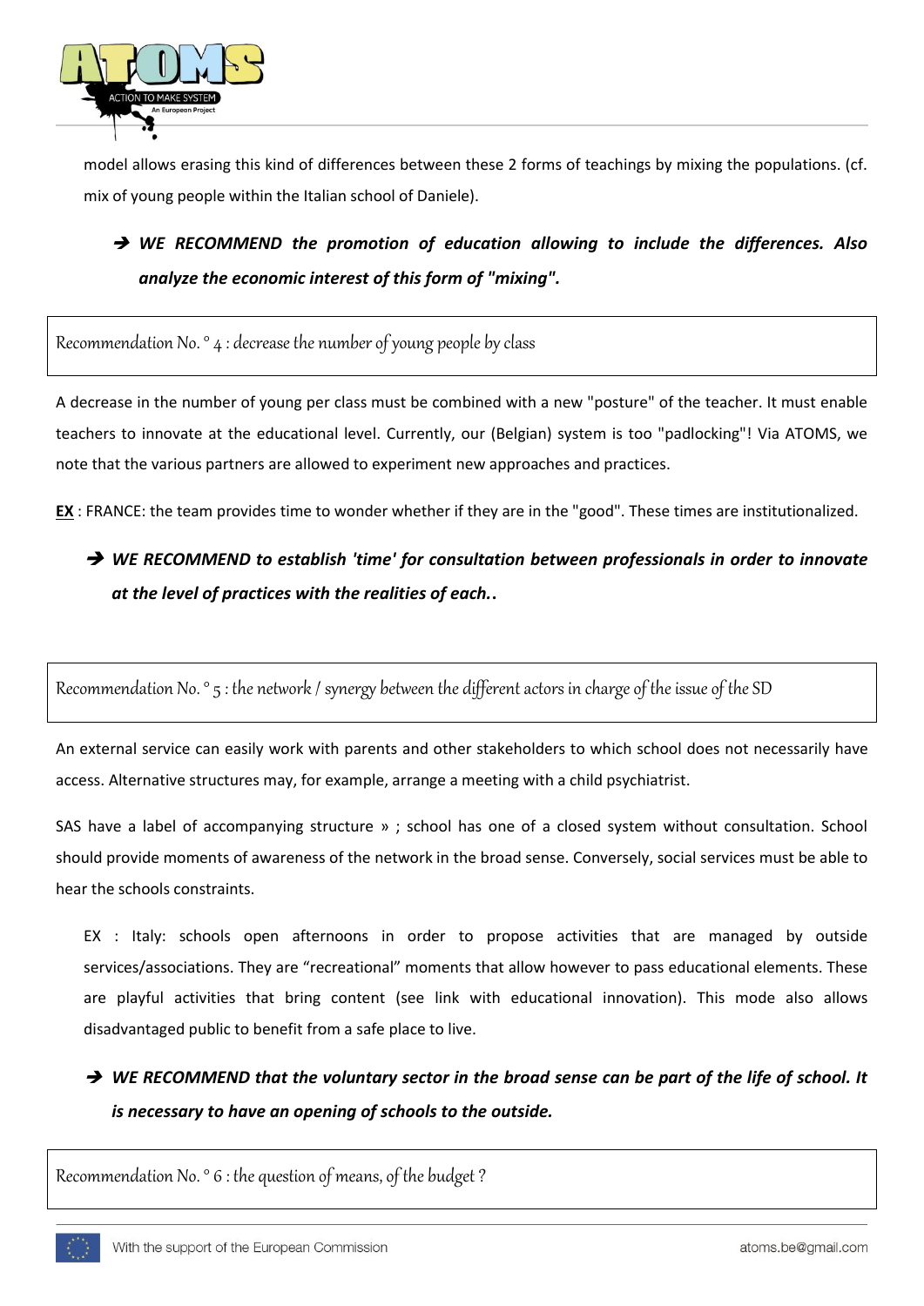model allows erasing this kind of differences between these 2 forms of teachings by mixing the populations. (cf. mix of young people within the Italian school of Daniele).

➔ ***WE RECOMMEND the promotion of education allowing to include the differences. Also analyze the economic interest of this form of "mixing".***

Recommendation No. ° 4 : decrease the number of young people by class

A decrease in the number of young per class must be combined with a new "posture" of the teacher. It must enable teachers to innovate at the educational level. Currently, our (Belgian) system is too "padlocking"! Via ATOMS, we note that the various partners are allowed to experiment new approaches and practices.

**EX** : FRANCE: the team provides time to wonder whether if they are in the "good". These times are institutionalized.

➔ ***WE RECOMMEND to establish 'time' for consultation between professionals in order to innovate at the level of practices with the realities of each..***

Recommendation No. ° 5 : the network / synergy between the different actors in charge of the issue of the SD

An external service can easily work with parents and other stakeholders to which school does not necessarily have access. Alternative structures may, for example, arrange a meeting with a child psychiatrist.

SAS have a label of accompanying structure » ; school has one of a closed system without consultation. School should provide moments of awareness of the network in the broad sense. Conversely, social services must be able to hear the schools constraints.

EX : Italy: schools open afternoons in order to propose activities that are managed by outside services/associations. They are "recreational" moments that allow however to pass educational elements. These are playful activities that bring content (see link with educational innovation). This mode also allows disadvantaged public to benefit from a safe place to live.

➔ ***WE RECOMMEND that the voluntary sector in the broad sense can be part of the life of school. It is necessary to have an opening of schools to the outside.***

Recommendation No. ° 6 : the question of means, of the budget ?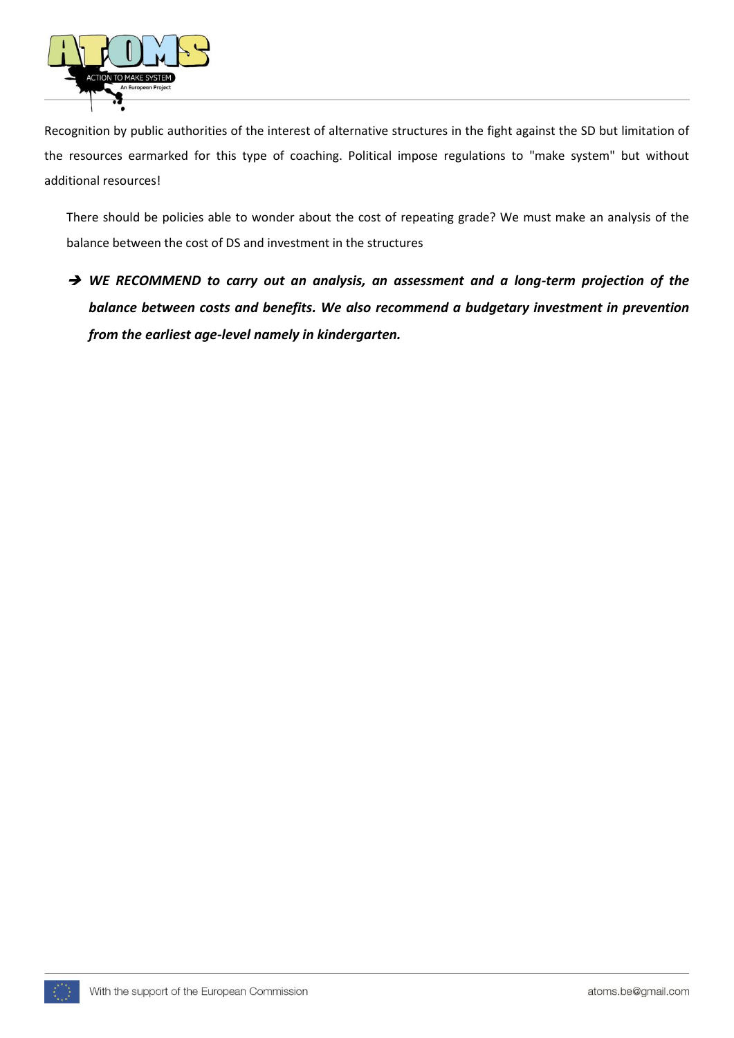Recognition by public authorities of the interest of alternative structures in the fight against the SD but limitation of the resources earmarked for this type of coaching. Political impose regulations to "make system" but without additional resources!

There should be policies able to wonder about the cost of repeating grade? We must make an analysis of the balance between the cost of DS and investment in the structures

➔ ***WE RECOMMEND to carry out an analysis, an assessment and a long-term projection of the balance between costs and benefits. We also recommend a budgetary investment in prevention from the earliest age-level namely in kindergarten.***